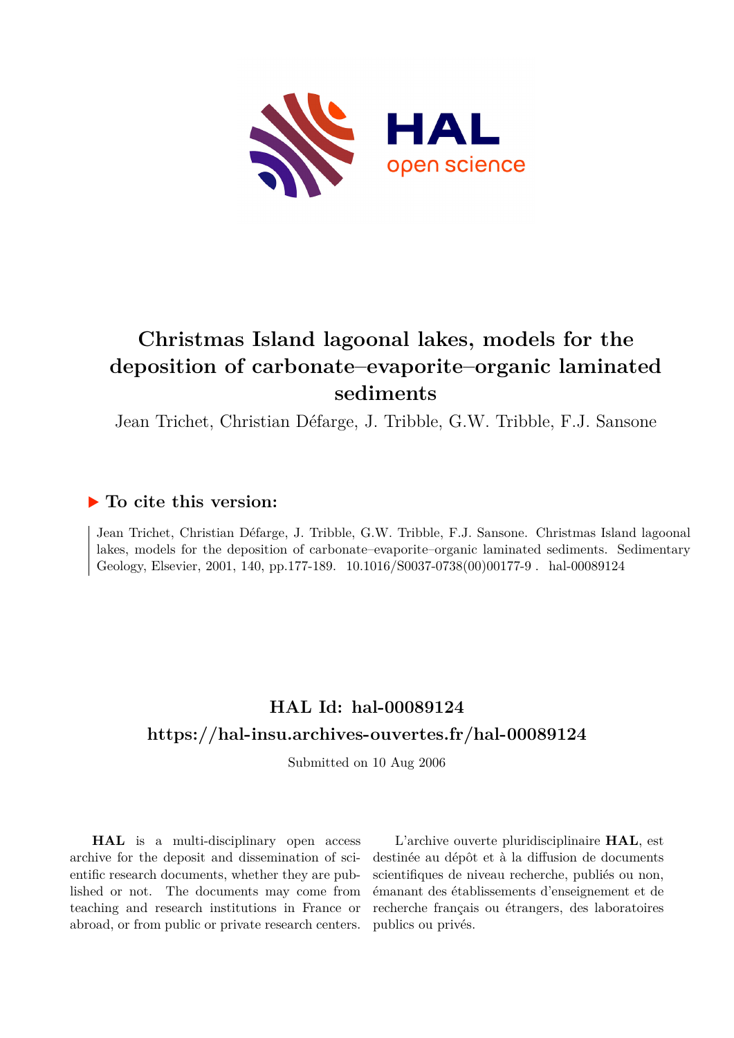# Christmas Island lagoonal lakes, models for the deposition of carbonate–evaporite–organic laminated sediments

Jean Trichet, Christian Défarge, J. Tribble, G.W. Tribble, F.J. Sansone

## ▶ To cite this version:

Jean Trichet, Christian Défarge, J. Tribble, G.W. Tribble, F.J. Sansone. Christmas Island lagoonal lakes, models for the deposition of carbonate–evaporite–organic laminated sediments. Sedimentary Geology, Elsevier, 2001, 140, pp.177-189. 10.1016/S0037-0738(00)00177-9 . hal-00089124

## HAL Id: hal-00089124

## https://hal-insu.archives-ouvertes.fr/hal-00089124

Submitted on 10 Aug 2006

**HAL** is a multi-disciplinary open access archive for the deposit and dissemination of scientific research documents, whether they are published or not. The documents may come from teaching and research institutions in France or abroad, or from public or private research centers.

L'archive ouverte pluridisciplinaire **HAL**, est destinée au dépôt et à la diffusion de documents scientifiques de niveau recherche, publiés ou non, émanant des établissements d'enseignement et de recherche français ou étrangers, des laboratoires publics ou privés.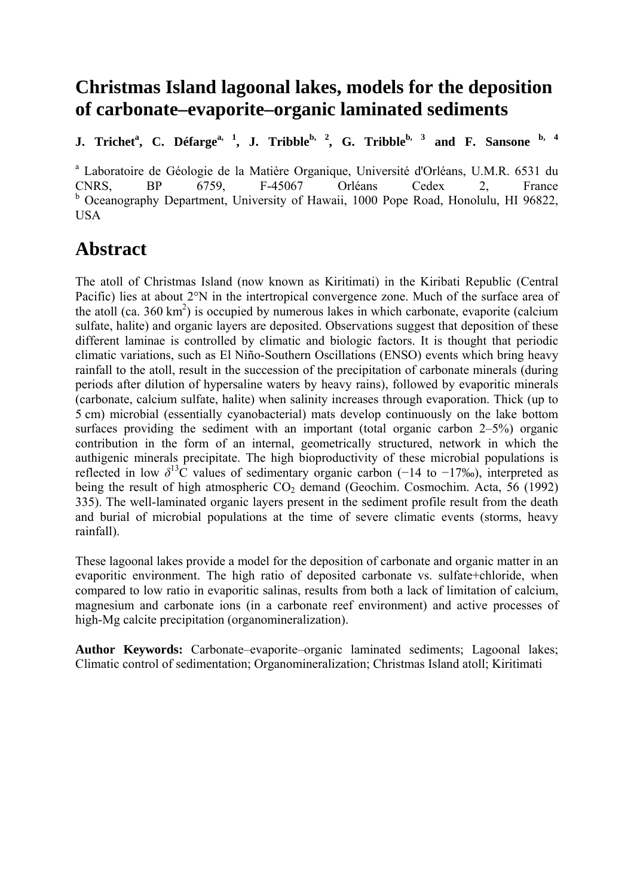# Christmas Island lagoonal lakes, models for the deposition of carbonate–evaporite–organic laminated sediments

**J. Trichet[a], C. Défarge[a, 1], J. Tribble[b, 2], G. Tribble[b, 3] and F. Sansone [b, 4]**

[a] Laboratoire de Géologie de la Matière Organique, Université d'Orléans, U.M.R. 6531 du CNRS, BP 6759, F-45067 Orléans Cedex 2, France
[b] Oceanography Department, University of Hawaii, 1000 Pope Road, Honolulu, HI 96822, USA

# Abstract

The atoll of Christmas Island (now known as Kiritimati) in the Kiribati Republic (Central Pacific) lies at about 2°N in the intertropical convergence zone. Much of the surface area of the atoll (ca. 360 $km^2$) is occupied by numerous lakes in which carbonate, evaporite (calcium sulfate, halite) and organic layers are deposited. Observations suggest that deposition of these different laminae is controlled by climatic and biologic factors. It is thought that periodic climatic variations, such as El Niño-Southern Oscillations (ENSO) events which bring heavy rainfall to the atoll, result in the succession of the precipitation of carbonate minerals (during periods after dilution of hypersaline waters by heavy rains), followed by evaporitic minerals (carbonate, calcium sulfate, halite) when salinity increases through evaporation. Thick (up to 5 cm) microbial (essentially cyanobacterial) mats develop continuously on the lake bottom surfaces providing the sediment with an important (total organic carbon 2–5%) organic contribution in the form of an internal, geometrically structured, network in which the authigenic minerals precipitate. The high bioproductivity of these microbial populations is reflected in low $\delta^{13}C$ values of sedimentary organic carbon (−14 to −17‰), interpreted as being the result of high atmospheric $CO_2$ demand (Geochim. Cosmochim. Acta, 56 (1992) 335). The well-laminated organic layers present in the sediment profile result from the death and burial of microbial populations at the time of severe climatic events (storms, heavy rainfall).

These lagoonal lakes provide a model for the deposition of carbonate and organic matter in an evaporitic environment. The high ratio of deposited carbonate vs. sulfate+chloride, when compared to low ratio in evaporitic salinas, results from both a lack of limitation of calcium, magnesium and carbonate ions (in a carbonate reef environment) and active processes of high-Mg calcite precipitation (organomineralization).

**Author Keywords:** Carbonate–evaporite–organic laminated sediments; Lagoonal lakes; Climatic control of sedimentation; Organomineralization; Christmas Island atoll; Kiritimati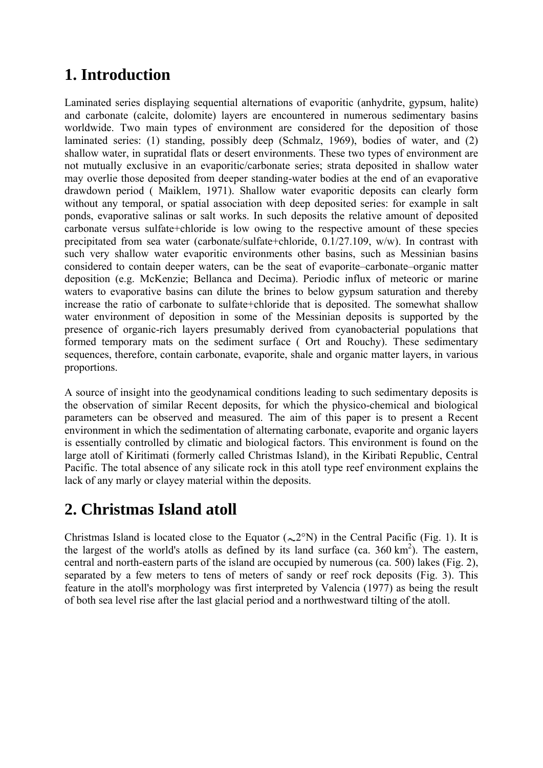## 1. Introduction

Laminated series displaying sequential alternations of evaporitic (anhydrite, gypsum, halite) and carbonate (calcite, dolomite) layers are encountered in numerous sedimentary basins worldwide. Two main types of environment are considered for the deposition of those laminated series: (1) standing, possibly deep (Schmalz, 1969), bodies of water, and (2) shallow water, in supratidal flats or desert environments. These two types of environment are not mutually exclusive in an evaporitic/carbonate series; strata deposited in shallow water may overlie those deposited from deeper standing-water bodies at the end of an evaporative drawdown period ( Maiklem, 1971). Shallow water evaporitic deposits can clearly form without any temporal, or spatial association with deep deposited series: for example in salt ponds, evaporative salinas or salt works. In such deposits the relative amount of deposited carbonate versus sulfate+chloride is low owing to the respective amount of these species precipitated from sea water (carbonate/sulfate+chloride, 0.1/27.109, w/w). In contrast with such very shallow water evaporitic environments other basins, such as Messinian basins considered to contain deeper waters, can be the seat of evaporite–carbonate–organic matter deposition (e.g. McKenzie; Bellanca and Decima). Periodic influx of meteoric or marine waters to evaporative basins can dilute the brines to below gypsum saturation and thereby increase the ratio of carbonate to sulfate+chloride that is deposited. The somewhat shallow water environment of deposition in some of the Messinian deposits is supported by the presence of organic-rich layers presumably derived from cyanobacterial populations that formed temporary mats on the sediment surface ( Ort and Rouchy). These sedimentary sequences, therefore, contain carbonate, evaporite, shale and organic matter layers, in various proportions.

A source of insight into the geodynamical conditions leading to such sedimentary deposits is the observation of similar Recent deposits, for which the physico-chemical and biological parameters can be observed and measured. The aim of this paper is to present a Recent environment in which the sedimentation of alternating carbonate, evaporite and organic layers is essentially controlled by climatic and biological factors. This environment is found on the large atoll of Kiritimati (formerly called Christmas Island), in the Kiribati Republic, Central Pacific. The total absence of any silicate rock in this atoll type reef environment explains the lack of any marly or clayey material within the deposits.

## 2. Christmas Island atoll

Christmas Island is located close to the Equator (~2°N) in the Central Pacific (Fig. 1). It is the largest of the world's atolls as defined by its land surface (ca. 360 km$^2$). The eastern, central and north-eastern parts of the island are occupied by numerous (ca. 500) lakes (Fig. 2), separated by a few meters to tens of meters of sandy or reef rock deposits (Fig. 3). This feature in the atoll's morphology was first interpreted by Valencia (1977) as being the result of both sea level rise after the last glacial period and a northwestward tilting of the atoll.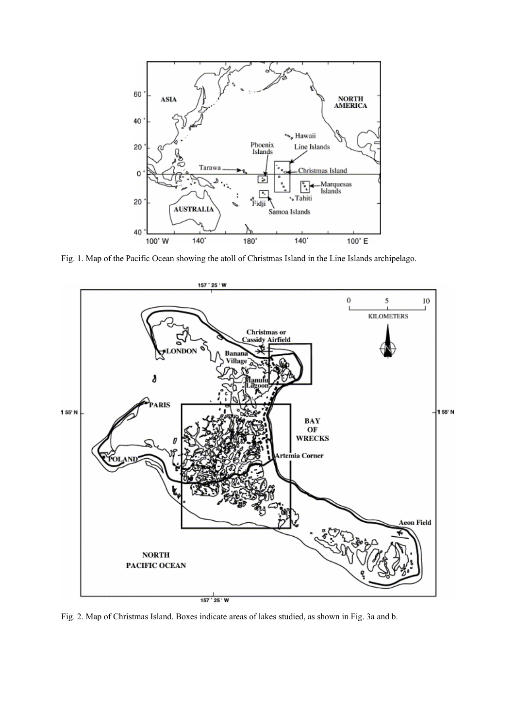Fig. 1. Map of the Pacific Ocean showing the atoll of Christmas Island in the Line Islands archipelago.

Fig. 2. Map of Christmas Island. Boxes indicate areas of lakes studied, as shown in Fig. 3a and b.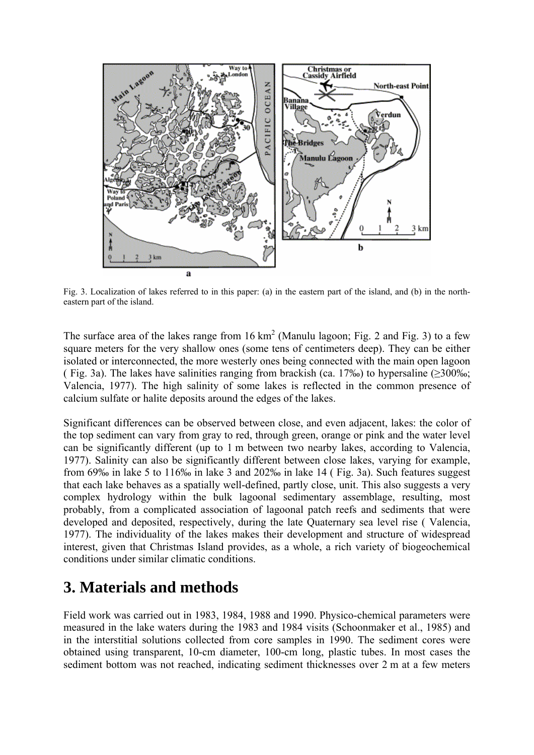Fig. 3. Localization of lakes referred to in this paper: (a) in the eastern part of the island, and (b) in the north-eastern part of the island.

The surface area of the lakes range from 16 km$^2$ (Manulu lagoon; Fig. 2 and Fig. 3) to a few square meters for the very shallow ones (some tens of centimeters deep). They can be either isolated or interconnected, the more westerly ones being connected with the main open lagoon ( Fig. 3a). The lakes have salinities ranging from brackish (ca. 17‰) to hypersaline (≥300‰; Valencia, 1977). The high salinity of some lakes is reflected in the common presence of calcium sulfate or halite deposits around the edges of the lakes.

Significant differences can be observed between close, and even adjacent, lakes: the color of the top sediment can vary from gray to red, through green, orange or pink and the water level can be significantly different (up to 1 m between two nearby lakes, according to Valencia, 1977). Salinity can also be significantly different between close lakes, varying for example, from 69‰ in lake 5 to 116‰ in lake 3 and 202‰ in lake 14 ( Fig. 3a). Such features suggest that each lake behaves as a spatially well-defined, partly close, unit. This also suggests a very complex hydrology within the bulk lagoonal sedimentary assemblage, resulting, most probably, from a complicated association of lagoonal patch reefs and sediments that were developed and deposited, respectively, during the late Quaternary sea level rise ( Valencia, 1977). The individuality of the lakes makes their development and structure of widespread interest, given that Christmas Island provides, as a whole, a rich variety of biogeochemical conditions under similar climatic conditions.

# 3. Materials and methods

Field work was carried out in 1983, 1984, 1988 and 1990. Physico-chemical parameters were measured in the lake waters during the 1983 and 1984 visits (Schoonmaker et al., 1985) and in the interstitial solutions collected from core samples in 1990. The sediment cores were obtained using transparent, 10-cm diameter, 100-cm long, plastic tubes. In most cases the sediment bottom was not reached, indicating sediment thicknesses over 2 m at a few meters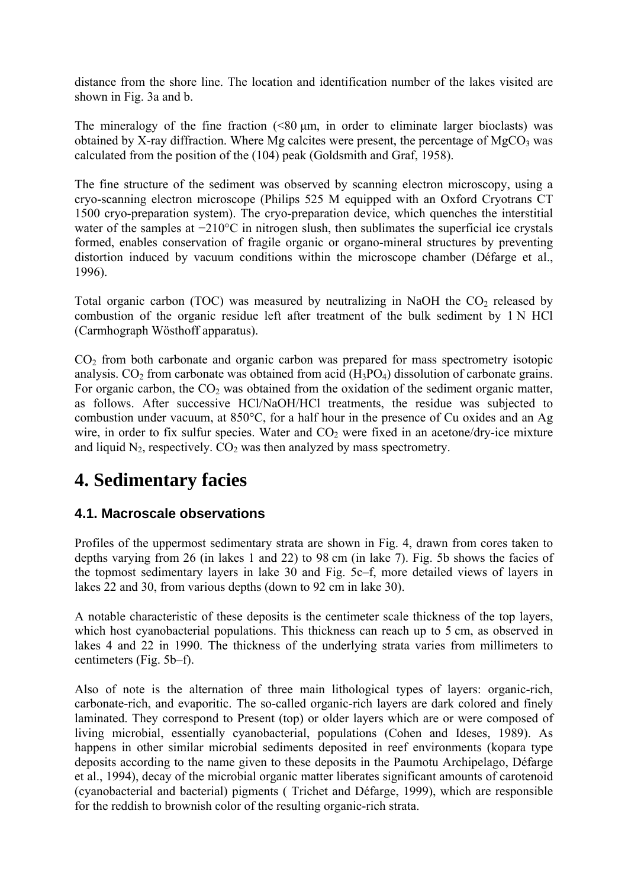distance from the shore line. The location and identification number of the lakes visited are shown in Fig. 3a and b.

The mineralogy of the fine fraction (<80 μm, in order to eliminate larger bioclasts) was obtained by X-ray diffraction. Where Mg calcites were present, the percentage of $MgCO_3$ was calculated from the position of the (104) peak (Goldsmith and Graf, 1958).

The fine structure of the sediment was observed by scanning electron microscopy, using a cryo-scanning electron microscope (Philips 525 M equipped with an Oxford Cryotrans CT 1500 cryo-preparation system). The cryo-preparation device, which quenches the interstitial water of the samples at −210°C in nitrogen slush, then sublimates the superficial ice crystals formed, enables conservation of fragile organic or organo-mineral structures by preventing distortion induced by vacuum conditions within the microscope chamber (Défarge et al., 1996).

Total organic carbon (TOC) was measured by neutralizing in NaOH the $CO_2$ released by combustion of the organic residue left after treatment of the bulk sediment by 1 N HCl (Carmhograph Wösthoff apparatus).

$CO_2$ from both carbonate and organic carbon was prepared for mass spectrometry isotopic analysis. $CO_2$ from carbonate was obtained from acid ($H_3PO_4$) dissolution of carbonate grains. For organic carbon, the $CO_2$ was obtained from the oxidation of the sediment organic matter, as follows. After successive HCl/NaOH/HCl treatments, the residue was subjected to combustion under vacuum, at 850°C, for a half hour in the presence of Cu oxides and an Ag wire, in order to fix sulfur species. Water and $CO_2$ were fixed in an acetone/dry-ice mixture and liquid $N_2$, respectively. $CO_2$ was then analyzed by mass spectrometry.

# 4. Sedimentary facies

## 4.1. Macroscale observations

Profiles of the uppermost sedimentary strata are shown in Fig. 4, drawn from cores taken to depths varying from 26 (in lakes 1 and 22) to 98 cm (in lake 7). Fig. 5b shows the facies of the topmost sedimentary layers in lake 30 and Fig. 5c–f, more detailed views of layers in lakes 22 and 30, from various depths (down to 92 cm in lake 30).

A notable characteristic of these deposits is the centimeter scale thickness of the top layers, which host cyanobacterial populations. This thickness can reach up to 5 cm, as observed in lakes 4 and 22 in 1990. The thickness of the underlying strata varies from millimeters to centimeters (Fig. 5b–f).

Also of note is the alternation of three main lithological types of layers: organic-rich, carbonate-rich, and evaporitic. The so-called organic-rich layers are dark colored and finely laminated. They correspond to Present (top) or older layers which are or were composed of living microbial, essentially cyanobacterial, populations (Cohen and Ideses, 1989). As happens in other similar microbial sediments deposited in reef environments (kopara type deposits according to the name given to these deposits in the Paumotu Archipelago, Défarge et al., 1994), decay of the microbial organic matter liberates significant amounts of carotenoid (cyanobacterial and bacterial) pigments ( Trichet and Défarge, 1999), which are responsible for the reddish to brownish color of the resulting organic-rich strata.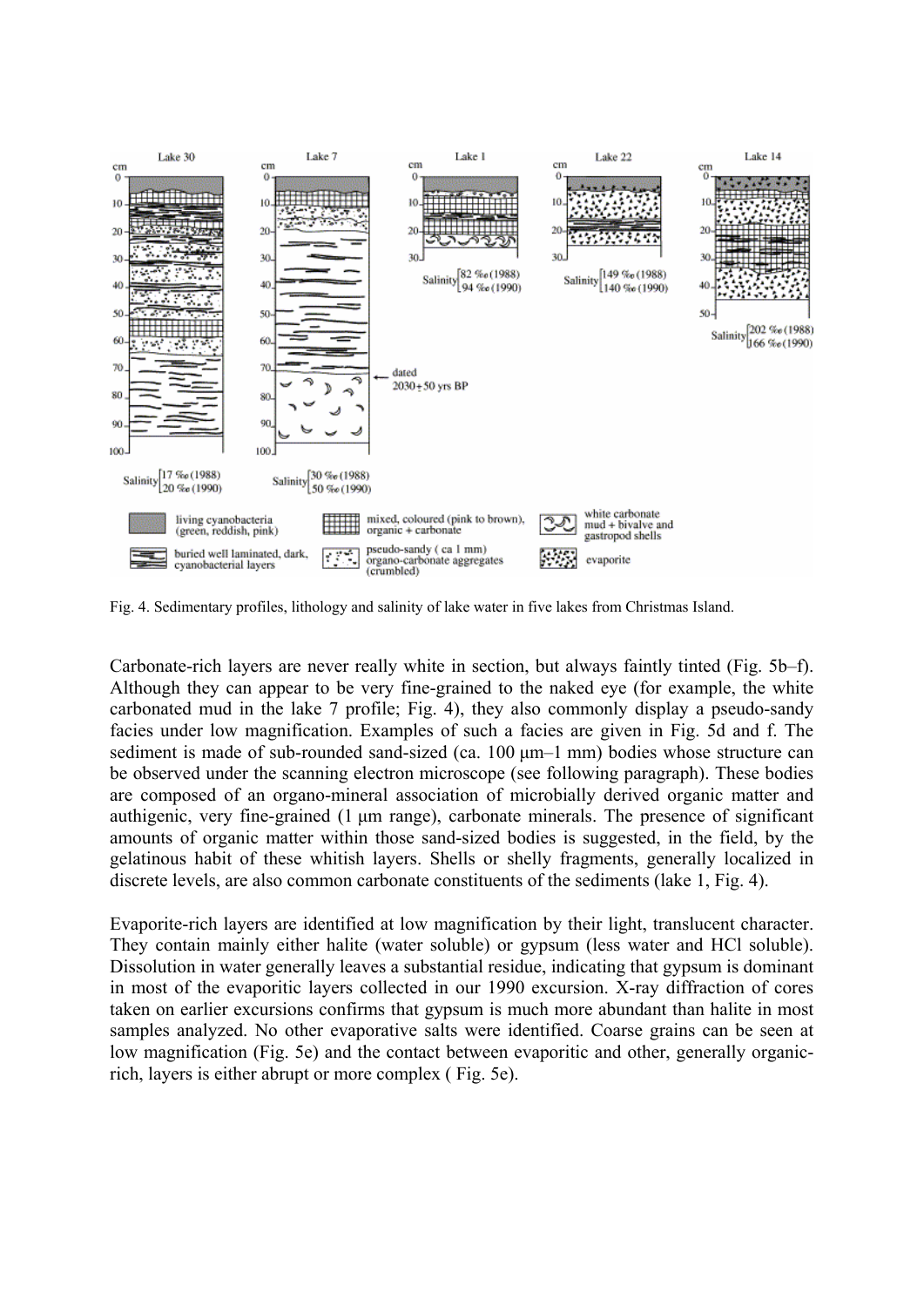Fig. 4. Sedimentary profiles, lithology and salinity of lake water in five lakes from Christmas Island.

Carbonate-rich layers are never really white in section, but always faintly tinted (Fig. 5b–f). Although they can appear to be very fine-grained to the naked eye (for example, the white carbonated mud in the lake 7 profile; Fig. 4), they also commonly display a pseudo-sandy facies under low magnification. Examples of such a facies are given in Fig. 5d and f. The sediment is made of sub-rounded sand-sized (ca. 100 μm–1 mm) bodies whose structure can be observed under the scanning electron microscope (see following paragraph). These bodies are composed of an organo-mineral association of microbially derived organic matter and authigenic, very fine-grained (1 μm range), carbonate minerals. The presence of significant amounts of organic matter within those sand-sized bodies is suggested, in the field, by the gelatinous habit of these whitish layers. Shells or shelly fragments, generally localized in discrete levels, are also common carbonate constituents of the sediments (lake 1, Fig. 4).

Evaporite-rich layers are identified at low magnification by their light, translucent character. They contain mainly either halite (water soluble) or gypsum (less water and HCl soluble). Dissolution in water generally leaves a substantial residue, indicating that gypsum is dominant in most of the evaporitic layers collected in our 1990 excursion. X-ray diffraction of cores taken on earlier excursions confirms that gypsum is much more abundant than halite in most samples analyzed. No other evaporative salts were identified. Coarse grains can be seen at low magnification (Fig. 5e) and the contact between evaporitic and other, generally organic-rich, layers is either abrupt or more complex ( Fig. 5e).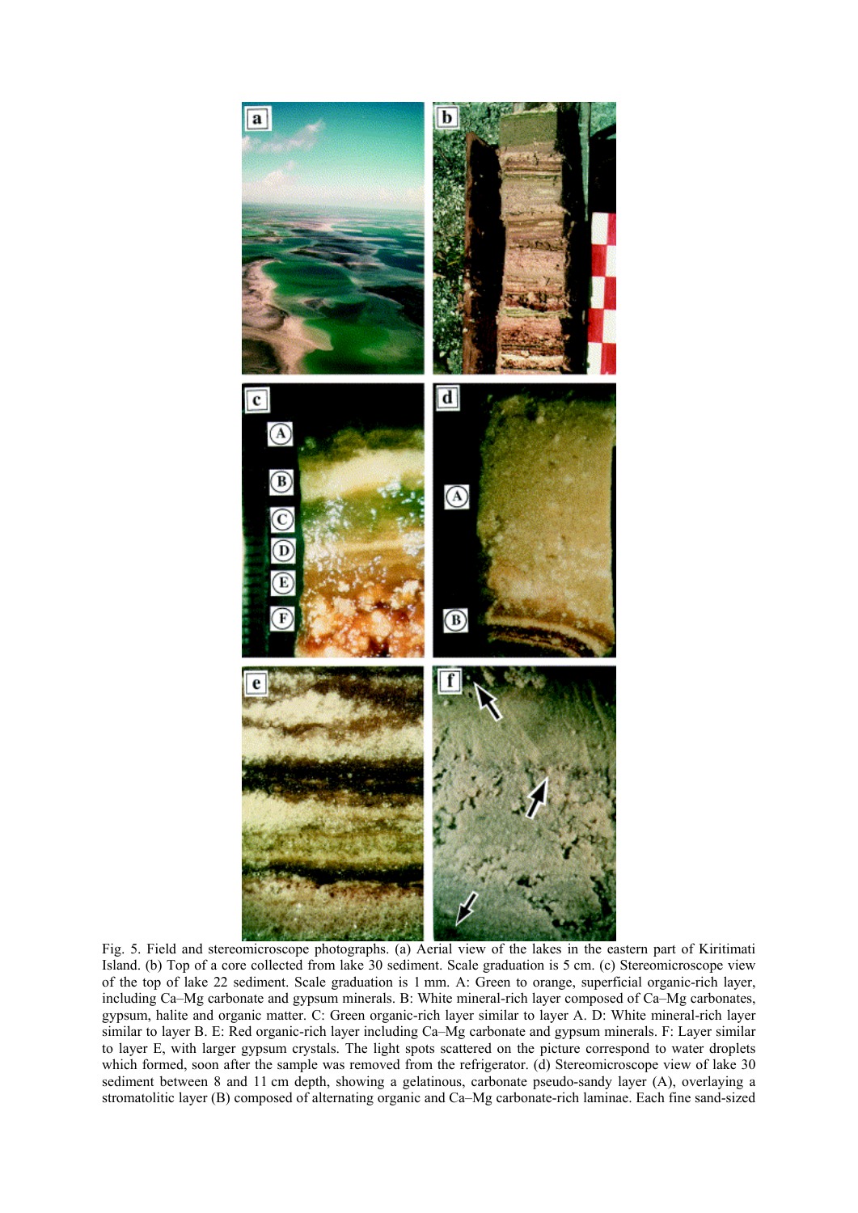Fig. 5. Field and stereomicroscope photographs. (a) Aerial view of the lakes in the eastern part of Kiritimati Island. (b) Top of a core collected from lake 30 sediment. Scale graduation is 5 cm. (c) Stereomicroscope view of the top of lake 22 sediment. Scale graduation is 1 mm. A: Green to orange, superficial organic-rich layer, including Ca–Mg carbonate and gypsum minerals. B: White mineral-rich layer composed of Ca–Mg carbonates, gypsum, halite and organic matter. C: Green organic-rich layer similar to layer A. D: White mineral-rich layer similar to layer B. E: Red organic-rich layer including Ca–Mg carbonate and gypsum minerals. F: Layer similar to layer E, with larger gypsum crystals. The light spots scattered on the picture correspond to water droplets which formed, soon after the sample was removed from the refrigerator. (d) Stereomicroscope view of lake 30 sediment between 8 and 11 cm depth, showing a gelatinous, carbonate pseudo-sandy layer (A), overlaying a stromatolitic layer (B) composed of alternating organic and Ca–Mg carbonate-rich laminae. Each fine sand-sized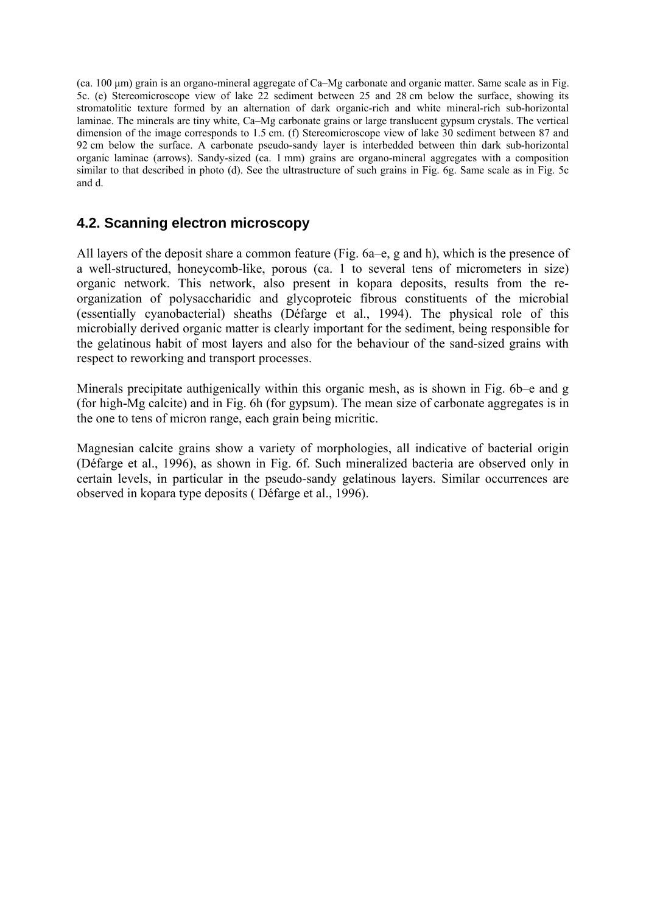(ca. 100 µm) grain is an organo-mineral aggregate of Ca–Mg carbonate and organic matter. Same scale as in Fig. 5c. (e) Stereomicroscope view of lake 22 sediment between 25 and 28 cm below the surface, showing its stromatolitic texture formed by an alternation of dark organic-rich and white mineral-rich sub-horizontal laminae. The minerals are tiny white, Ca–Mg carbonate grains or large translucent gypsum crystals. The vertical dimension of the image corresponds to 1.5 cm. (f) Stereomicroscope view of lake 30 sediment between 87 and 92 cm below the surface. A carbonate pseudo-sandy layer is interbedded between thin dark sub-horizontal organic laminae (arrows). Sandy-sized (ca. 1 mm) grains are organo-mineral aggregates with a composition similar to that described in photo (d). See the ultrastructure of such grains in Fig. 6g. Same scale as in Fig. 5c and d.

## 4.2. Scanning electron microscopy

All layers of the deposit share a common feature (Fig. 6a–e, g and h), which is the presence of a well-structured, honeycomb-like, porous (ca. 1 to several tens of micrometers in size) organic network. This network, also present in kopara deposits, results from the re-organization of polysaccharidic and glycoproteic fibrous constituents of the microbial (essentially cyanobacterial) sheaths (Défarge et al., 1994). The physical role of this microbially derived organic matter is clearly important for the sediment, being responsible for the gelatinous habit of most layers and also for the behaviour of the sand-sized grains with respect to reworking and transport processes.

Minerals precipitate authigenically within this organic mesh, as is shown in Fig. 6b–e and g (for high-Mg calcite) and in Fig. 6h (for gypsum). The mean size of carbonate aggregates is in the one to tens of micron range, each grain being micritic.

Magnesian calcite grains show a variety of morphologies, all indicative of bacterial origin (Défarge et al., 1996), as shown in Fig. 6f. Such mineralized bacteria are observed only in certain levels, in particular in the pseudo-sandy gelatinous layers. Similar occurrences are observed in kopara type deposits ( Défarge et al., 1996).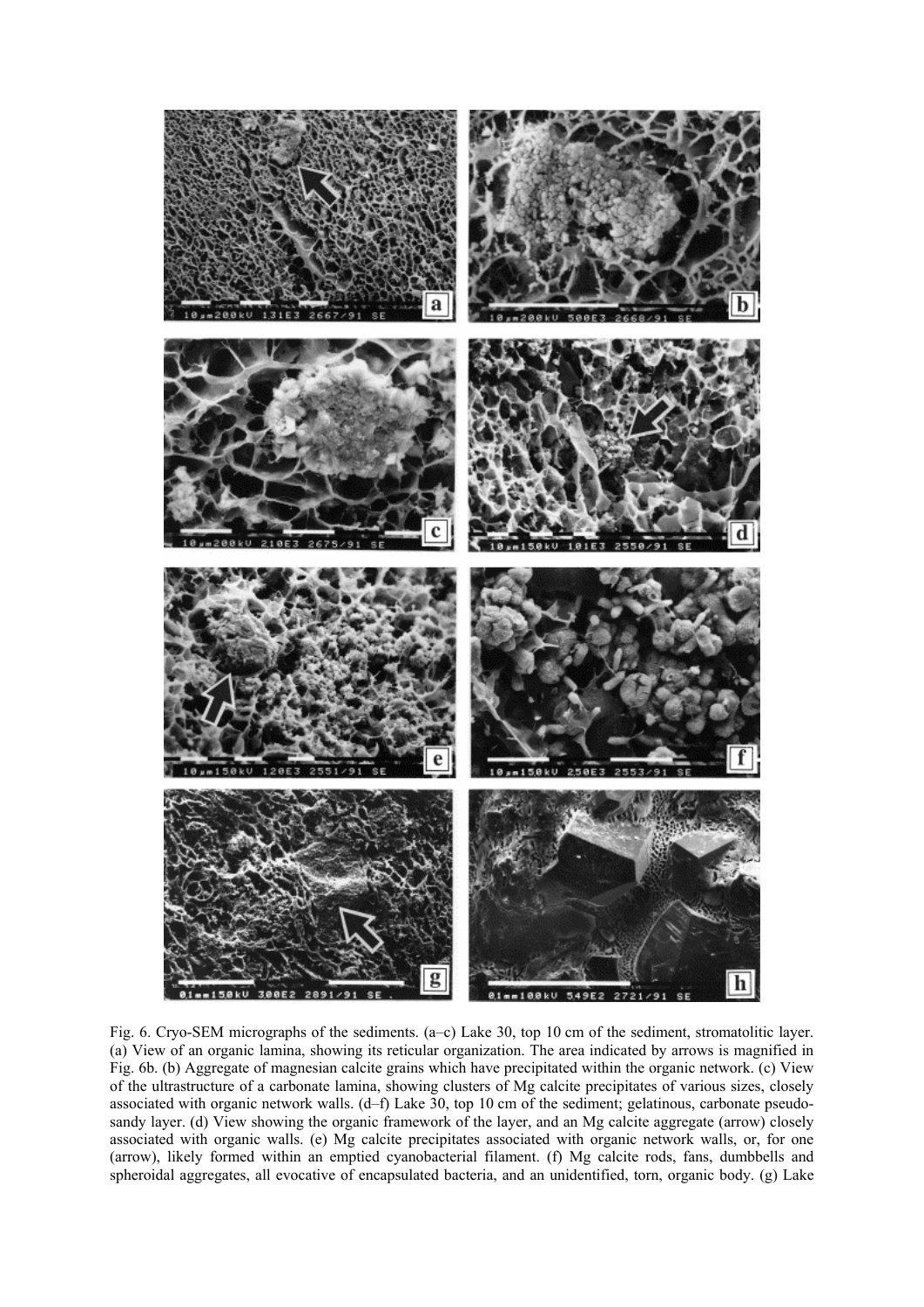Fig. 6. Cryo-SEM micrographs of the sediments. (a–c) Lake 30, top 10 cm of the sediment, stromatolitic layer. (a) View of an organic lamina, showing its reticular organization. The area indicated by arrows is magnified in Fig. 6b. (b) Aggregate of magnesian calcite grains which have precipitated within the organic network. (c) View of the ultrastructure of a carbonate lamina, showing clusters of Mg calcite precipitates of various sizes, closely associated with organic network walls. (d–f) Lake 30, top 10 cm of the sediment; gelatinous, carbonate pseudo-sandy layer. (d) View showing the organic framework of the layer, and an Mg calcite aggregate (arrow) closely associated with organic walls. (e) Mg calcite precipitates associated with organic network walls, or, for one (arrow), likely formed within an emptied cyanobacterial filament. (f) Mg calcite rods, fans, dumbbells and spheroidal aggregates, all evocative of encapsulated bacteria, and an unidentified, torn, organic body. (g) Lake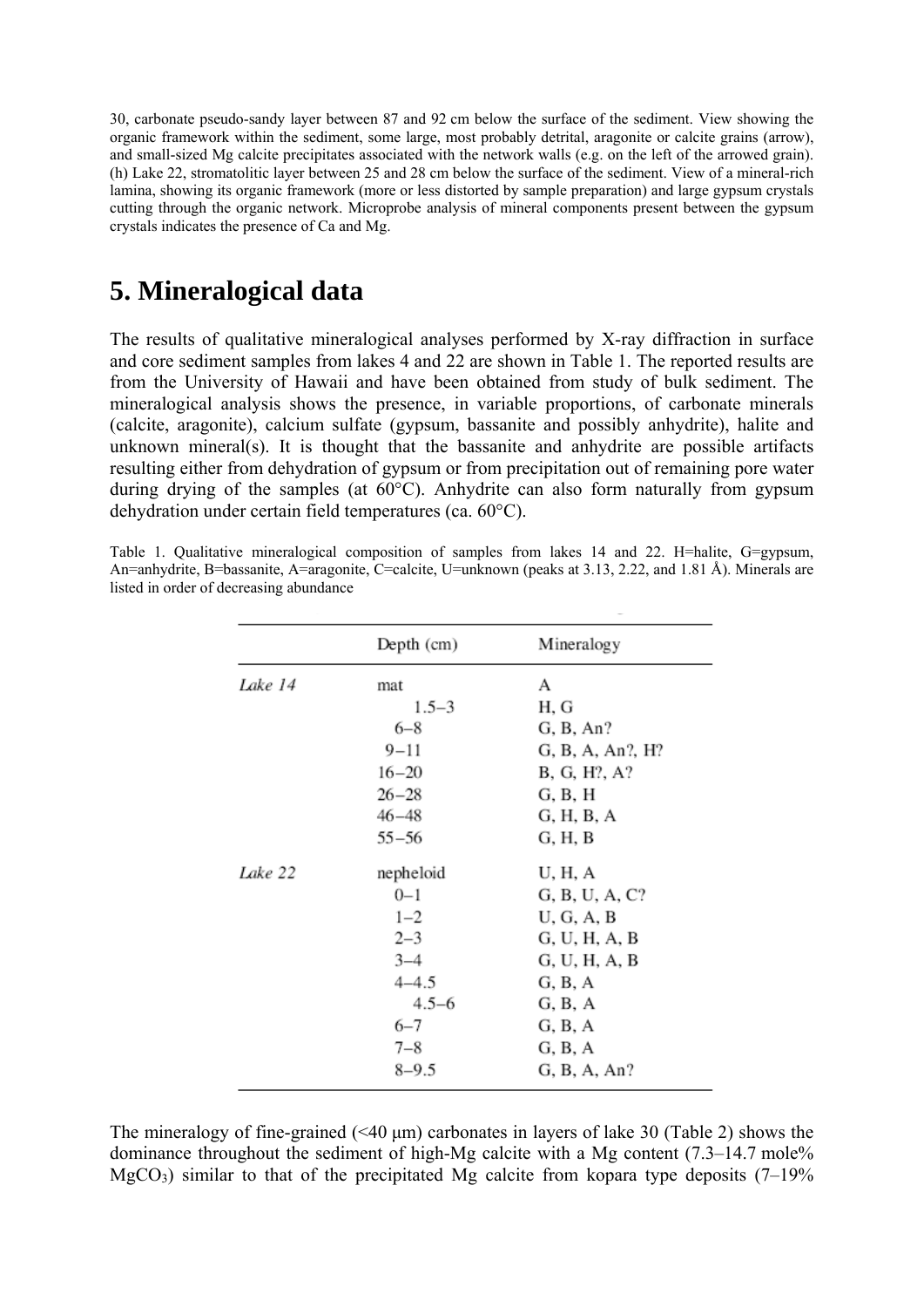30, carbonate pseudo-sandy layer between 87 and 92 cm below the surface of the sediment. View showing the organic framework within the sediment, some large, most probably detrital, aragonite or calcite grains (arrow), and small-sized Mg calcite precipitates associated with the network walls (e.g. on the left of the arrowed grain). (h) Lake 22, stromatolitic layer between 25 and 28 cm below the surface of the sediment. View of a mineral-rich lamina, showing its organic framework (more or less distorted by sample preparation) and large gypsum crystals cutting through the organic network. Microprobe analysis of mineral components present between the gypsum crystals indicates the presence of Ca and Mg.

# 5. Mineralogical data

The results of qualitative mineralogical analyses performed by X-ray diffraction in surface and core sediment samples from lakes 4 and 22 are shown in Table 1. The reported results are from the University of Hawaii and have been obtained from study of bulk sediment. The mineralogical analysis shows the presence, in variable proportions, of carbonate minerals (calcite, aragonite), calcium sulfate (gypsum, bassanite and possibly anhydrite), halite and unknown mineral(s). It is thought that the bassanite and anhydrite are possible artifacts resulting either from dehydration of gypsum or from precipitation out of remaining pore water during drying of the samples (at 60°C). Anhydrite can also form naturally from gypsum dehydration under certain field temperatures (ca. 60°C).

Table 1. Qualitative mineralogical composition of samples from lakes 14 and 22. H=halite, G=gypsum, An=anhydrite, B=bassanite, A=aragonite, C=calcite, U=unknown (peaks at 3.13, 2.22, and 1.81 Å). Minerals are listed in order of decreasing abundance

| | Depth (cm) | Mineralogy |
|---|---|---|
| *Lake 14* | mat | A |
| | 1.5–3 | H, G |
| | 6–8 | G, B, An? |
| | 9–11 | G, B, A, An?, H? |
| | 16–20 | B, G, H?, A? |
| | 26–28 | G, B, H |
| | 46–48 | G, H, B, A |
| | 55–56 | G, H, B |
| *Lake 22* | nepheloid | U, H, A |
| | 0–1 | G, B, U, A, C? |
| | 1–2 | U, G, A, B |
| | 2–3 | G, U, H, A, B |
| | 3–4 | G, U, H, A, B |
| | 4–4.5 | G, B, A |
| | 4.5–6 | G, B, A |
| | 6–7 | G, B, A |
| | 7–8 | G, B, A |
| | 8–9.5 | G, B, A, An? |

The mineralogy of fine-grained (<40 µm) carbonates in layers of lake 30 (Table 2) shows the dominance throughout the sediment of high-Mg calcite with a Mg content (7.3–14.7 mole% $MgCO_3$) similar to that of the precipitated Mg calcite from kopara type deposits (7–19%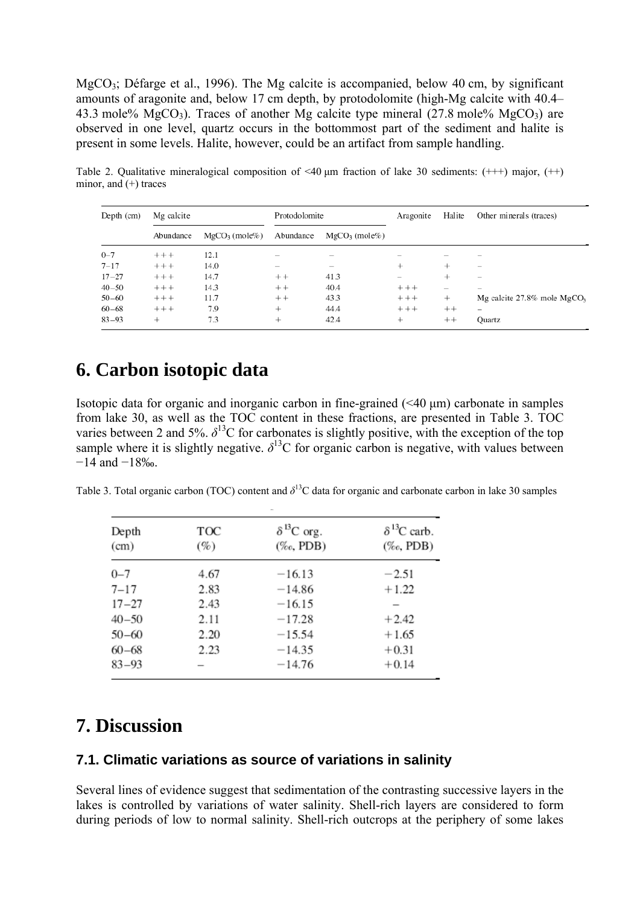$MgCO_3$; Défarge et al., 1996). The Mg calcite is accompanied, below 40 cm, by significant amounts of aragonite and, below 17 cm depth, by protodolomite (high-Mg calcite with 40.4–43.3 mole% $MgCO_3$). Traces of another Mg calcite type mineral (27.8 mole% $MgCO_3$) are observed in one level, quartz occurs in the bottommost part of the sediment and halite is present in some levels. Halite, however, could be an artifact from sample handling.

Table 2. Qualitative mineralogical composition of <40 μm fraction of lake 30 sediments: (+++) major, (++) minor, and (+) traces

| Depth (cm) | Mg calcite | | Protodolomite | | Aragonite | Halite | Other minerals (traces) |
|---|---|---|---|---|---|---|---|
| | Abundance | $MgCO_3$ (mole%) | Abundance | $MgCO_3$ (mole%) | | | |
| 0–7 | +++ | 12.1 | – | – | – | – | – |
| 7–17 | +++ | 14.0 | – | – | + | + | – |
| 17–27 | +++ | 14.7 | ++ | 41.3 | – | + | – |
| 40–50 | +++ | 14.3 | ++ | 40.4 | +++ | – | – |
| 50–60 | +++ | 11.7 | ++ | 43.3 | +++ | + | Mg calcite 27.8% mole $MgCO_3$ |
| 60–68 | +++ | 7.9 | + | 44.4 | +++ | ++ | – |
| 83–93 | + | 7.3 | + | 42.4 | + | ++ | Quartz |

# 6. Carbon isotopic data

Isotopic data for organic and inorganic carbon in fine-grained (<40 μm) carbonate in samples from lake 30, as well as the TOC content in these fractions, are presented in Table 3. TOC varies between 2 and 5%. $\delta^{13}C$ for carbonates is slightly positive, with the exception of the top sample where it is slightly negative. $\delta^{13}C$ for organic carbon is negative, with values between −14 and −18‰.

Table 3. Total organic carbon (TOC) content and $\delta^{13}C$ data for organic and carbonate carbon in lake 30 samples

| Depth (cm) | TOC (%) | $\delta^{13}C$ org. (‰, PDB) | $\delta^{13}C$ carb. (‰, PDB) |
|---|---|---|---|
| 0–7 | 4.67 | −16.13 | −2.51 |
| 7–17 | 2.83 | −14.86 | +1.22 |
| 17–27 | 2.43 | −16.15 | – |
| 40–50 | 2.11 | −17.28 | +2.42 |
| 50–60 | 2.20 | −15.54 | +1.65 |
| 60–68 | 2.23 | −14.35 | +0.31 |
| 83–93 | – | −14.76 | +0.14 |

# 7. Discussion

## 7.1. Climatic variations as source of variations in salinity

Several lines of evidence suggest that sedimentation of the contrasting successive layers in the lakes is controlled by variations of water salinity. Shell-rich layers are considered to form during periods of low to normal salinity. Shell-rich outcrops at the periphery of some lakes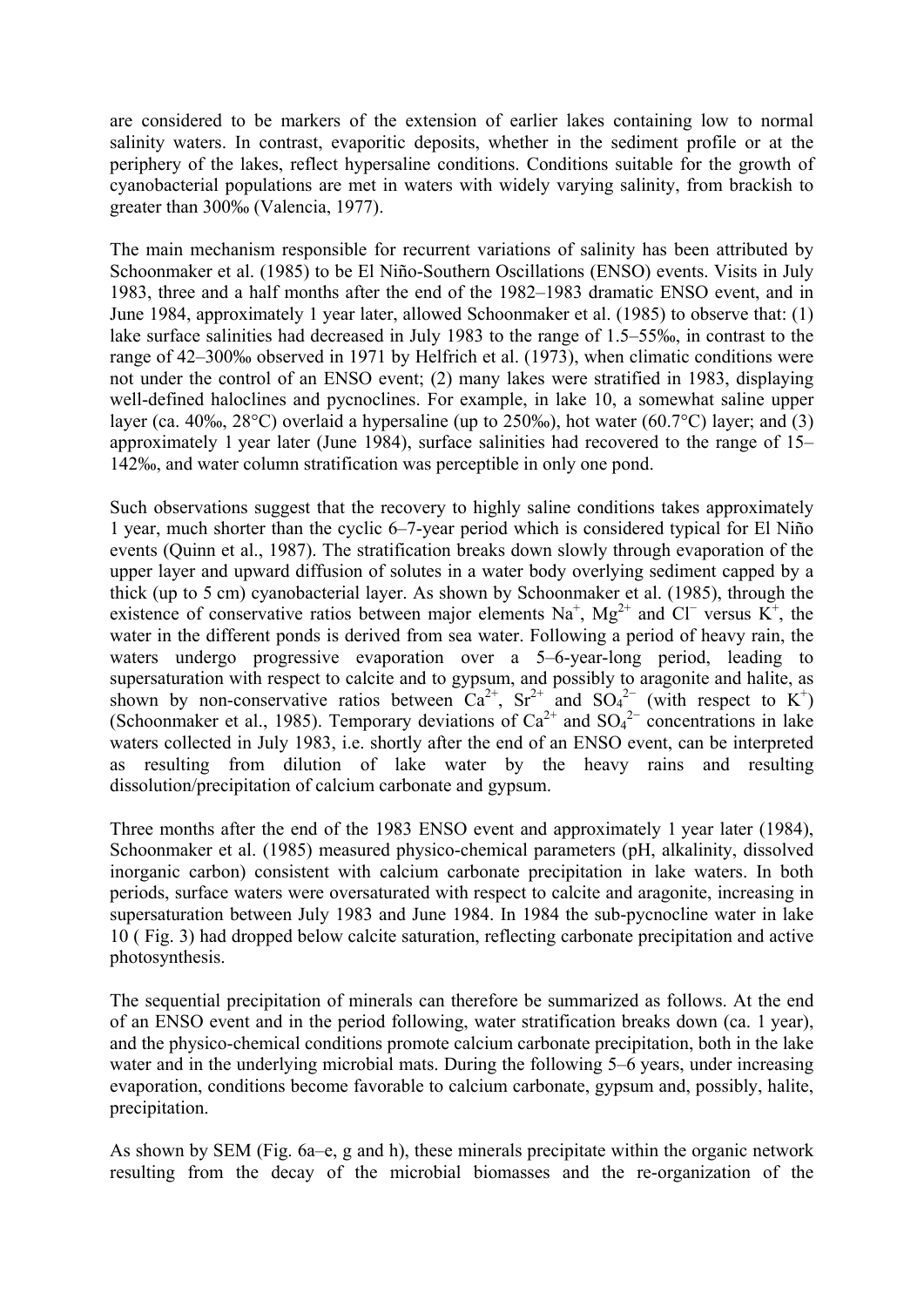are considered to be markers of the extension of earlier lakes containing low to normal salinity waters. In contrast, evaporitic deposits, whether in the sediment profile or at the periphery of the lakes, reflect hypersaline conditions. Conditions suitable for the growth of cyanobacterial populations are met in waters with widely varying salinity, from brackish to greater than 300‰ (Valencia, 1977).

The main mechanism responsible for recurrent variations of salinity has been attributed by Schoonmaker et al. (1985) to be El Niño-Southern Oscillations (ENSO) events. Visits in July 1983, three and a half months after the end of the 1982–1983 dramatic ENSO event, and in June 1984, approximately 1 year later, allowed Schoonmaker et al. (1985) to observe that: (1) lake surface salinities had decreased in July 1983 to the range of 1.5–55‰, in contrast to the range of 42–300‰ observed in 1971 by Helfrich et al. (1973), when climatic conditions were not under the control of an ENSO event; (2) many lakes were stratified in 1983, displaying well-defined haloclines and pycnoclines. For example, in lake 10, a somewhat saline upper layer (ca. 40‰, 28°C) overlaid a hypersaline (up to 250‰), hot water (60.7°C) layer; and (3) approximately 1 year later (June 1984), surface salinities had recovered to the range of 15–142‰, and water column stratification was perceptible in only one pond.

Such observations suggest that the recovery to highly saline conditions takes approximately 1 year, much shorter than the cyclic 6–7-year period which is considered typical for El Niño events (Quinn et al., 1987). The stratification breaks down slowly through evaporation of the upper layer and upward diffusion of solutes in a water body overlying sediment capped by a thick (up to 5 cm) cyanobacterial layer. As shown by Schoonmaker et al. (1985), through the existence of conservative ratios between major elements $Na^+$, $Mg^{2+}$ and $Cl^-$ versus $K^+$, the water in the different ponds is derived from sea water. Following a period of heavy rain, the waters undergo progressive evaporation over a 5–6-year-long period, leading to supersaturation with respect to calcite and to gypsum, and possibly to aragonite and halite, as shown by non-conservative ratios between $Ca^{2+}$, $Sr^{2+}$ and $SO_4^{2-}$ (with respect to $K^+$) (Schoonmaker et al., 1985). Temporary deviations of $Ca^{2+}$ and $SO_4^{2-}$ concentrations in lake waters collected in July 1983, i.e. shortly after the end of an ENSO event, can be interpreted as resulting from dilution of lake water by the heavy rains and resulting dissolution/precipitation of calcium carbonate and gypsum.

Three months after the end of the 1983 ENSO event and approximately 1 year later (1984), Schoonmaker et al. (1985) measured physico-chemical parameters (pH, alkalinity, dissolved inorganic carbon) consistent with calcium carbonate precipitation in lake waters. In both periods, surface waters were oversaturated with respect to calcite and aragonite, increasing in supersaturation between July 1983 and June 1984. In 1984 the sub-pycnocline water in lake 10 ( Fig. 3) had dropped below calcite saturation, reflecting carbonate precipitation and active photosynthesis.

The sequential precipitation of minerals can therefore be summarized as follows. At the end of an ENSO event and in the period following, water stratification breaks down (ca. 1 year), and the physico-chemical conditions promote calcium carbonate precipitation, both in the lake water and in the underlying microbial mats. During the following 5–6 years, under increasing evaporation, conditions become favorable to calcium carbonate, gypsum and, possibly, halite, precipitation.

As shown by SEM (Fig. 6a–e, g and h), these minerals precipitate within the organic network resulting from the decay of the microbial biomasses and the re-organization of the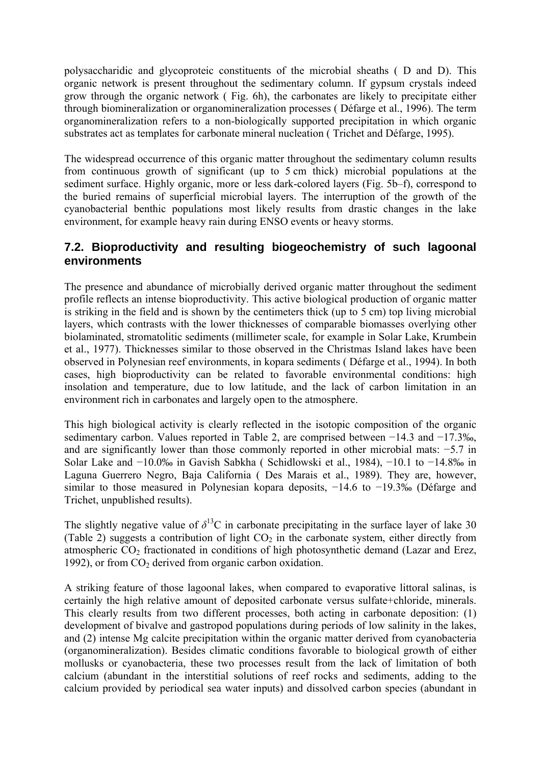polysaccharidic and glycoproteic constituents of the microbial sheaths ( D and D). This organic network is present throughout the sedimentary column. If gypsum crystals indeed grow through the organic network ( Fig. 6h), the carbonates are likely to precipitate either through biomineralization or organomineralization processes ( Défarge et al., 1996). The term organomineralization refers to a non-biologically supported precipitation in which organic substrates act as templates for carbonate mineral nucleation ( Trichet and Défarge, 1995).

The widespread occurrence of this organic matter throughout the sedimentary column results from continuous growth of significant (up to 5 cm thick) microbial populations at the sediment surface. Highly organic, more or less dark-colored layers (Fig. 5b–f), correspond to the buried remains of superficial microbial layers. The interruption of the growth of the cyanobacterial benthic populations most likely results from drastic changes in the lake environment, for example heavy rain during ENSO events or heavy storms.

## 7.2. Bioproductivity and resulting biogeochemistry of such lagoonal environments

The presence and abundance of microbially derived organic matter throughout the sediment profile reflects an intense bioproductivity. This active biological production of organic matter is striking in the field and is shown by the centimeters thick (up to 5 cm) top living microbial layers, which contrasts with the lower thicknesses of comparable biomasses overlying other biolaminated, stromatolitic sediments (millimeter scale, for example in Solar Lake, Krumbein et al., 1977). Thicknesses similar to those observed in the Christmas Island lakes have been observed in Polynesian reef environments, in kopara sediments ( Défarge et al., 1994). In both cases, high bioproductivity can be related to favorable environmental conditions: high insolation and temperature, due to low latitude, and the lack of carbon limitation in an environment rich in carbonates and largely open to the atmosphere.

This high biological activity is clearly reflected in the isotopic composition of the organic sedimentary carbon. Values reported in Table 2, are comprised between −14.3 and −17.3‰, and are significantly lower than those commonly reported in other microbial mats: −5.7 in Solar Lake and −10.0‰ in Gavish Sabkha ( Schidlowski et al., 1984), −10.1 to −14.8‰ in Laguna Guerrero Negro, Baja California ( Des Marais et al., 1989). They are, however, similar to those measured in Polynesian kopara deposits, −14.6 to −19.3‰ (Défarge and Trichet, unpublished results).

The slightly negative value of $\delta^{13}C$ in carbonate precipitating in the surface layer of lake 30 (Table 2) suggests a contribution of light $CO_2$ in the carbonate system, either directly from atmospheric $CO_2$ fractionated in conditions of high photosynthetic demand (Lazar and Erez, 1992), or from $CO_2$ derived from organic carbon oxidation.

A striking feature of those lagoonal lakes, when compared to evaporative littoral salinas, is certainly the high relative amount of deposited carbonate versus sulfate+chloride, minerals. This clearly results from two different processes, both acting in carbonate deposition: (1) development of bivalve and gastropod populations during periods of low salinity in the lakes, and (2) intense Mg calcite precipitation within the organic matter derived from cyanobacteria (organomineralization). Besides climatic conditions favorable to biological growth of either mollusks or cyanobacteria, these two processes result from the lack of limitation of both calcium (abundant in the interstitial solutions of reef rocks and sediments, adding to the calcium provided by periodical sea water inputs) and dissolved carbon species (abundant in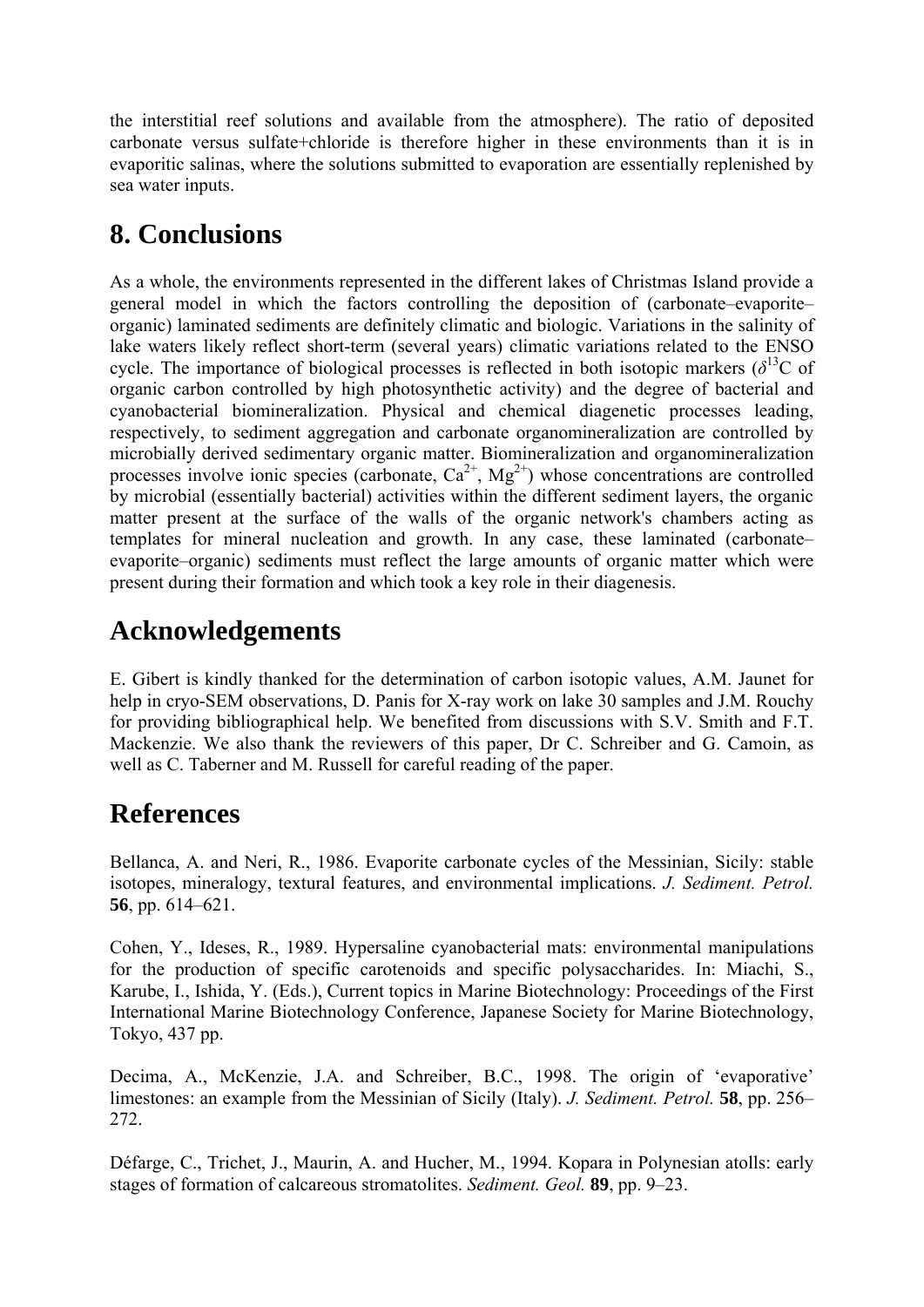the interstitial reef solutions and available from the atmosphere). The ratio of deposited carbonate versus sulfate+chloride is therefore higher in these environments than it is in evaporitic salinas, where the solutions submitted to evaporation are essentially replenished by sea water inputs.

## 8. Conclusions

As a whole, the environments represented in the different lakes of Christmas Island provide a general model in which the factors controlling the deposition of (carbonate–evaporite–organic) laminated sediments are definitely climatic and biologic. Variations in the salinity of lake waters likely reflect short-term (several years) climatic variations related to the ENSO cycle. The importance of biological processes is reflected in both isotopic markers ($\delta^{13}C$ of organic carbon controlled by high photosynthetic activity) and the degree of bacterial and cyanobacterial biomineralization. Physical and chemical diagenetic processes leading, respectively, to sediment aggregation and carbonate organomineralization are controlled by microbially derived sedimentary organic matter. Biomineralization and organomineralization processes involve ionic species (carbonate, $Ca^{2+}$, $Mg^{2+}$) whose concentrations are controlled by microbial (essentially bacterial) activities within the different sediment layers, the organic matter present at the surface of the walls of the organic network's chambers acting as templates for mineral nucleation and growth. In any case, these laminated (carbonate–evaporite–organic) sediments must reflect the large amounts of organic matter which were present during their formation and which took a key role in their diagenesis.

## Acknowledgements

E. Gibert is kindly thanked for the determination of carbon isotopic values, A.M. Jaunet for help in cryo-SEM observations, D. Panis for X-ray work on lake 30 samples and J.M. Rouchy for providing bibliographical help. We benefited from discussions with S.V. Smith and F.T. Mackenzie. We also thank the reviewers of this paper, Dr C. Schreiber and G. Camoin, as well as C. Taberner and M. Russell for careful reading of the paper.

## References

Bellanca, A. and Neri, R., 1986. Evaporite carbonate cycles of the Messinian, Sicily: stable isotopes, mineralogy, textural features, and environmental implications. *J. Sediment. Petrol.* **56**, pp. 614–621.

Cohen, Y., Ideses, R., 1989. Hypersaline cyanobacterial mats: environmental manipulations for the production of specific carotenoids and specific polysaccharides. In: Miachi, S., Karube, I., Ishida, Y. (Eds.), Current topics in Marine Biotechnology: Proceedings of the First International Marine Biotechnology Conference, Japanese Society for Marine Biotechnology, Tokyo, 437 pp.

Decima, A., McKenzie, J.A. and Schreiber, B.C., 1998. The origin of 'evaporative' limestones: an example from the Messinian of Sicily (Italy). *J. Sediment. Petrol.* **58**, pp. 256–272.

Défarge, C., Trichet, J., Maurin, A. and Hucher, M., 1994. Kopara in Polynesian atolls: early stages of formation of calcareous stromatolites. *Sediment. Geol.* **89**, pp. 9–23.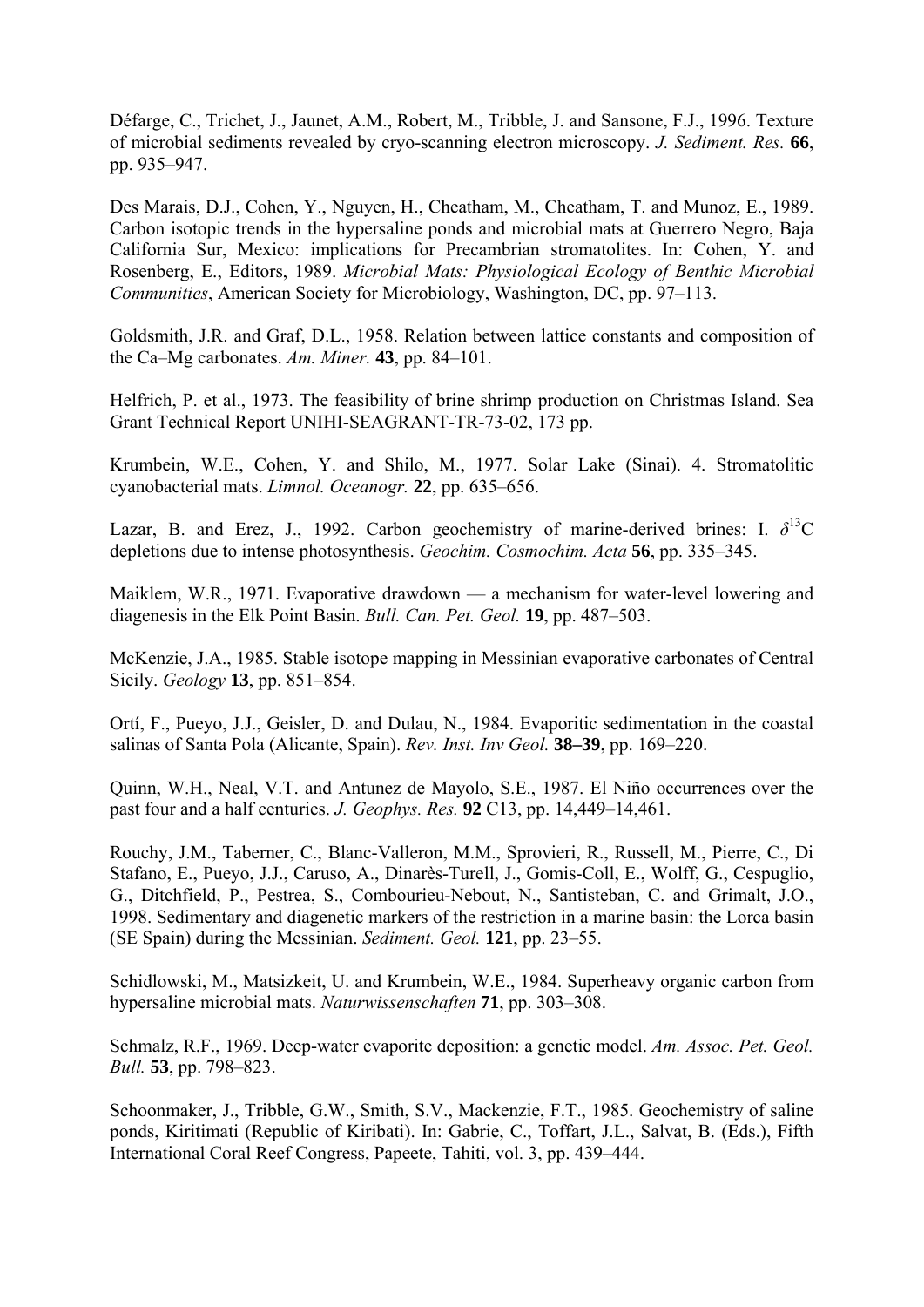Défarge, C., Trichet, J., Jaunet, A.M., Robert, M., Tribble, J. and Sansone, F.J., 1996. Texture of microbial sediments revealed by cryo-scanning electron microscopy. *J. Sediment. Res.* **66**, pp. 935–947.

Des Marais, D.J., Cohen, Y., Nguyen, H., Cheatham, M., Cheatham, T. and Munoz, E., 1989. Carbon isotopic trends in the hypersaline ponds and microbial mats at Guerrero Negro, Baja California Sur, Mexico: implications for Precambrian stromatolites. In: Cohen, Y. and Rosenberg, E., Editors, 1989. *Microbial Mats: Physiological Ecology of Benthic Microbial Communities*, American Society for Microbiology, Washington, DC, pp. 97–113.

Goldsmith, J.R. and Graf, D.L., 1958. Relation between lattice constants and composition of the Ca–Mg carbonates. *Am. Miner.* **43**, pp. 84–101.

Helfrich, P. et al., 1973. The feasibility of brine shrimp production on Christmas Island. Sea Grant Technical Report UNIHI-SEAGRANT-TR-73-02, 173 pp.

Krumbein, W.E., Cohen, Y. and Shilo, M., 1977. Solar Lake (Sinai). 4. Stromatolitic cyanobacterial mats. *Limnol. Oceanogr.* **22**, pp. 635–656.

Lazar, B. and Erez, J., 1992. Carbon geochemistry of marine-derived brines: I. $\delta^{13}C$ depletions due to intense photosynthesis. *Geochim. Cosmochim. Acta* **56**, pp. 335–345.

Maiklem, W.R., 1971. Evaporative drawdown — a mechanism for water-level lowering and diagenesis in the Elk Point Basin. *Bull. Can. Pet. Geol.* **19**, pp. 487–503.

McKenzie, J.A., 1985. Stable isotope mapping in Messinian evaporative carbonates of Central Sicily. *Geology* **13**, pp. 851–854.

Ortí, F., Pueyo, J.J., Geisler, D. and Dulau, N., 1984. Evaporitic sedimentation in the coastal salinas of Santa Pola (Alicante, Spain). *Rev. Inst. Inv Geol.* **38–39**, pp. 169–220.

Quinn, W.H., Neal, V.T. and Antunez de Mayolo, S.E., 1987. El Niño occurrences over the past four and a half centuries. *J. Geophys. Res.* **92** C13, pp. 14,449–14,461.

Rouchy, J.M., Taberner, C., Blanc-Valleron, M.M., Sprovieri, R., Russell, M., Pierre, C., Di Stafano, E., Pueyo, J.J., Caruso, A., Dinarès-Turell, J., Gomis-Coll, E., Wolff, G., Cespuglio, G., Ditchfield, P., Pestrea, S., Combourieu-Nebout, N., Santisteban, C. and Grimalt, J.O., 1998. Sedimentary and diagenetic markers of the restriction in a marine basin: the Lorca basin (SE Spain) during the Messinian. *Sediment. Geol.* **121**, pp. 23–55.

Schidlowski, M., Matsizkeit, U. and Krumbein, W.E., 1984. Superheavy organic carbon from hypersaline microbial mats. *Naturwissenschaften* **71**, pp. 303–308.

Schmalz, R.F., 1969. Deep-water evaporite deposition: a genetic model. *Am. Assoc. Pet. Geol. Bull.* **53**, pp. 798–823.

Schoonmaker, J., Tribble, G.W., Smith, S.V., Mackenzie, F.T., 1985. Geochemistry of saline ponds, Kiritimati (Republic of Kiribati). In: Gabrie, C., Toffart, J.L., Salvat, B. (Eds.), Fifth International Coral Reef Congress, Papeete, Tahiti, vol. 3, pp. 439–444.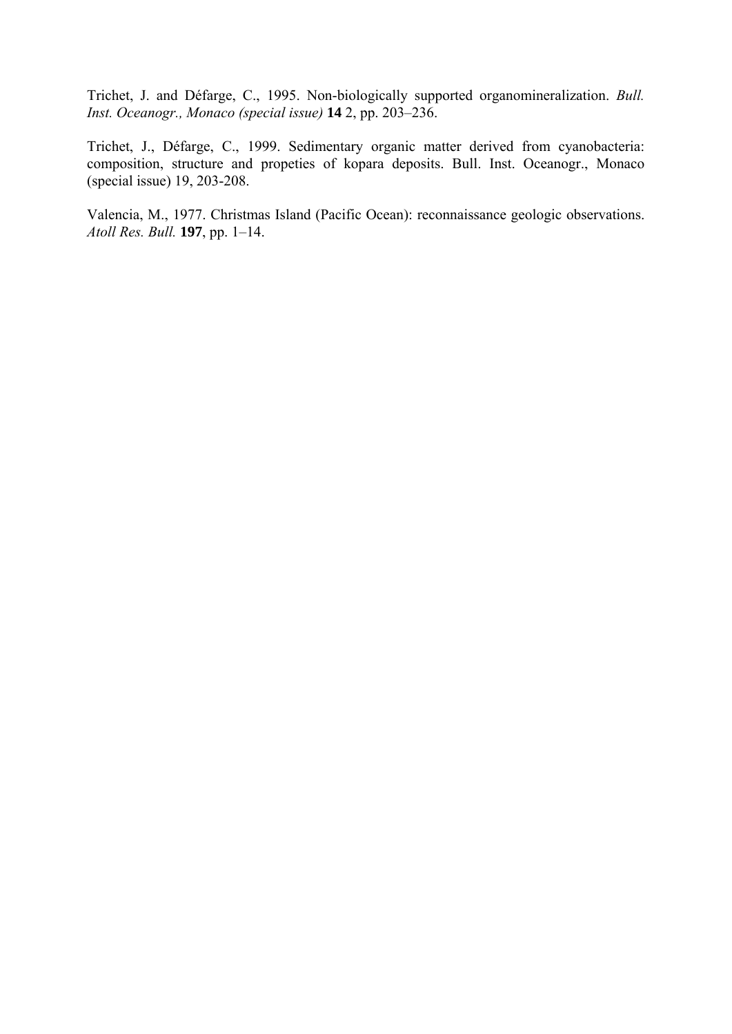Trichet, J. and Défarge, C., 1995. Non-biologically supported organomineralization. *Bull. Inst. Oceanogr., Monaco (special issue)* **14** 2, pp. 203–236.

Trichet, J., Défarge, C., 1999. Sedimentary organic matter derived from cyanobacteria: composition, structure and propeties of kopara deposits. Bull. Inst. Oceanogr., Monaco (special issue) 19, 203-208.

Valencia, M., 1977. Christmas Island (Pacific Ocean): reconnaissance geologic observations. *Atoll Res. Bull.* **197**, pp. 1–14.